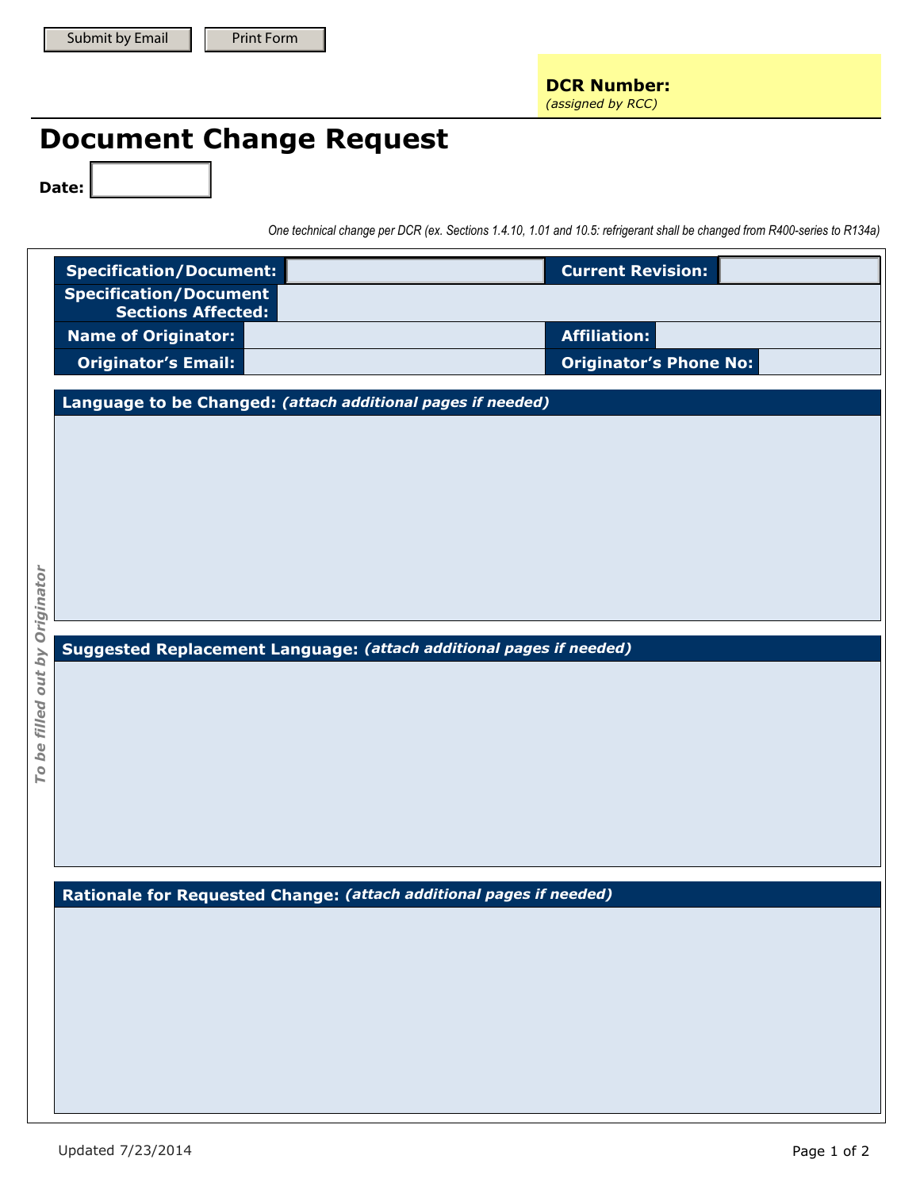Submit by Email | Print Form

**DCR Number:**
*(assigned by RCC)*

# Document Change Request

**Date:**

*One technical change per DCR (ex. Sections 1.4.10, 1.01 and 10.5: refrigerant shall be changed from R400-series to R134a)*

*To be filled out by Originator*

| **Specification/Document:** | | **Current Revision:** | |
|---|---|---|---|
| **Specification/Document Sections Affected:** | | | |
| **Name of Originator:** | | **Affiliation:** | |
| **Originator's Email:** | | **Originator's Phone No:** | |

**Language to be Changed:** ***(attach additional pages if needed)***

**Suggested Replacement Language:** ***(attach additional pages if needed)***

**Rationale for Requested Change:** ***(attach additional pages if needed)***

Updated 7/23/2014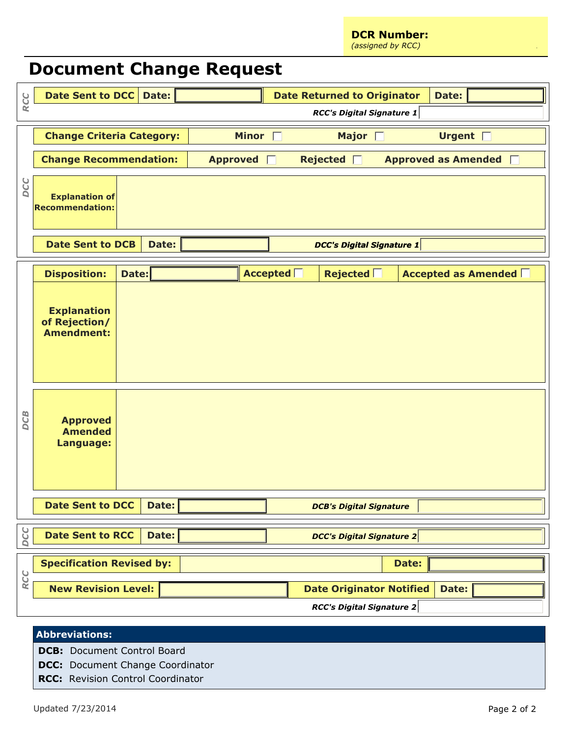**DCR Number:**
*(assigned by RCC)*

# Document Change Request

**RCC**

| | | | |
|---|---|---|---|
| **Date Sent to DCC** | **Date:** | **Date Returned to Originator** | **Date:** |

***RCC's Digital Signature 1***

**DCC**

| | | | |
|---|---|---|---|
| **Change Criteria Category:** | **Minor** ☐ | **Major** ☐ | **Urgent** ☐ |
| **Change Recommendation:** | **Approved** ☐ | **Rejected** ☐ | **Approved as Amended** ☐ |

**Explanation of Recommendation:**

| | | | |
|---|---|---|---|
| **Date Sent to DCB** | **Date:** | ***DCC's Digital Signature 1*** | |

**DCB**

| | | | | |
|---|---|---|---|---|
| **Disposition:** | **Date:** | **Accepted** ☐ | **Rejected** ☐ | **Accepted as Amended** ☐ |

**Explanation of Rejection/ Amendment:**

**Approved Amended Language:**

| | | | |
|---|---|---|---|
| **Date Sent to DCC** | **Date:** | ***DCB's Digital Signature*** | |

**DCC**

| | | | |
|---|---|---|---|
| **Date Sent to RCC** | **Date:** | ***DCC's Digital Signature 2*** | |

**RCC**

| | | | |
|---|---|---|---|
| **Specification Revised by:** | | **Date:** | |
| **New Revision Level:** | | **Date Originator Notified** | **Date:** |

***RCC's Digital Signature 2***

**Abbreviations:**

**DCB:** Document Control Board
**DCC:** Document Change Coordinator
**RCC:** Revision Control Coordinator

Updated 7/23/2014